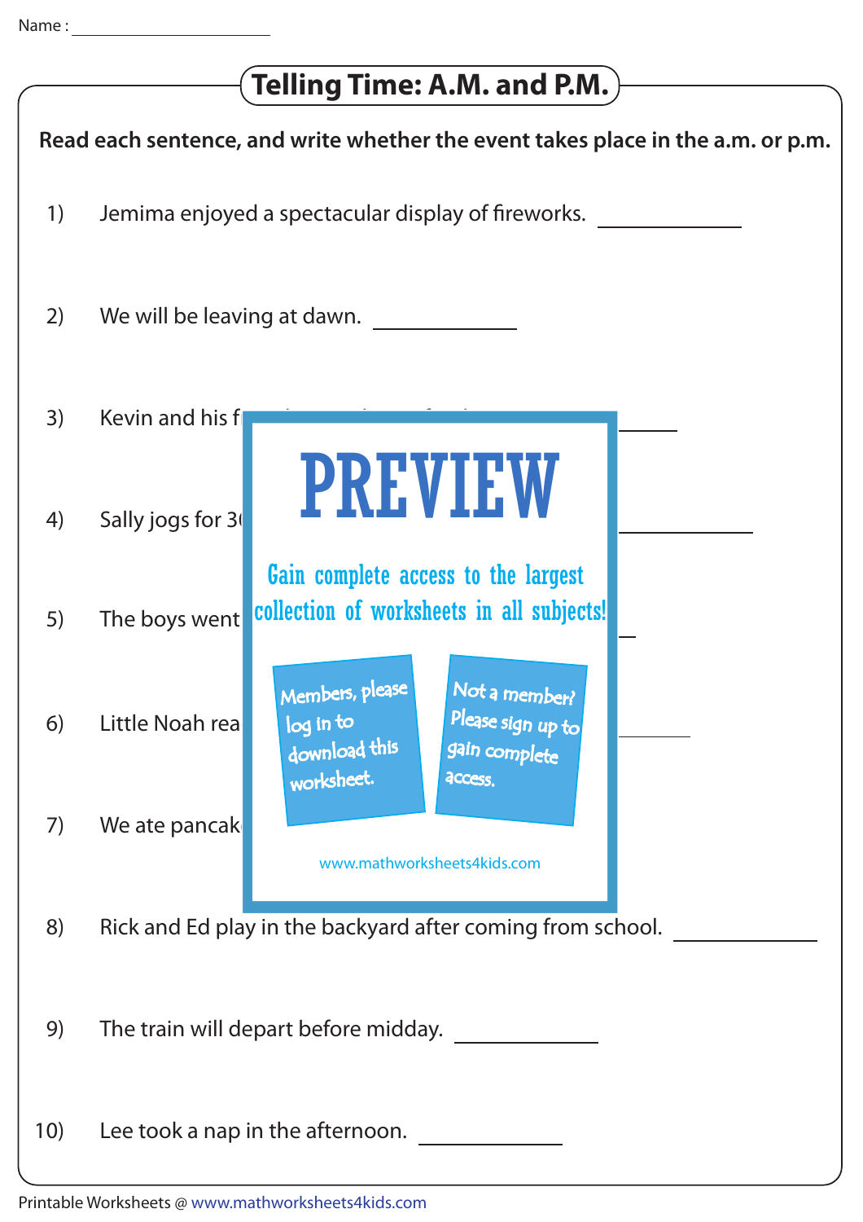Name : ____________________

# Telling Time: A.M. and P.M.

**Read each sentence, and write whether the event takes place in the a.m. or p.m.**

1) Jemima enjoyed a spectacular display of fireworks. ____________

2) We will be leaving at dawn. ____________

3) Kevin and his f ____________

4) Sally jogs for 3 ____________

5) The boys went ____________

6) Little Noah rea ____________

7) We ate pancak

PREVIEW

Gain complete access to the largest collection of worksheets in all subjects!

Members, please log in to download this worksheet.

Not a member? Please sign up to gain complete access.

www.mathworksheets4kids.com

8) Rick and Ed play in the backyard after coming from school. ____________

9) The train will depart before midday. ____________

10) Lee took a nap in the afternoon. ____________

Printable Worksheets @ www.mathworksheets4kids.com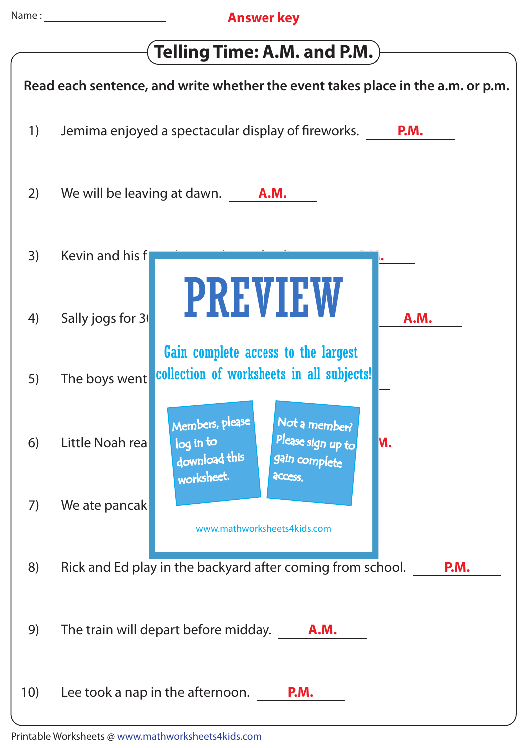Name : ______________________

**Answer key**

# Telling Time: A.M. and P.M.

**Read each sentence, and write whether the event takes place in the a.m. or p.m.**

1) Jemima enjoyed a spectacular display of fireworks. **P.M.**

2) We will be leaving at dawn. **A.M.**

3) Kevin and his f

4) Sally jogs for 3 **A.M.**

5) The boys went

6) Little Noah rea

7) We ate pancak

PREVIEW

Gain complete access to the largest collection of worksheets in all subjects!

Members, please log in to download this worksheet.

Not a member? Please sign up to gain complete access.

www.mathworksheets4kids.com

8) Rick and Ed play in the backyard after coming from school. **P.M.**

9) The train will depart before midday. **A.M.**

10) Lee took a nap in the afternoon. **P.M.**

Printable Worksheets @ www.mathworksheets4kids.com